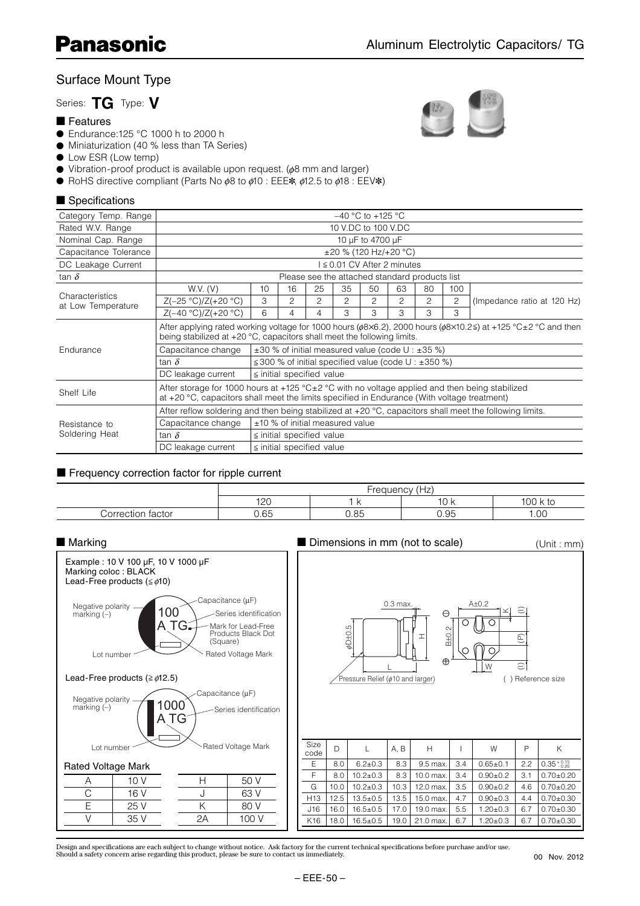# Aluminum Electrolytic Capacitors/ TG

## Surface Mount Type

Series: **TG** Type: **V**

### ■ Features

- Endurance:125 °C 1000 h to 2000 h
- Miniaturization (40 % less than TA Series)
- Low ESR (Low temp)
- Vibration-proof product is available upon request. (ϕ8 mm and larger)
- RoHS directive compliant (Parts No ϕ8 to ϕ10 : EEE✻, ϕ12.5 to ϕ18 : EEV✻)

### ■ Specifications

| Category Temp. Range | −40 °C to +125 °C | | | | | | | | | |
|---|---|---|---|---|---|---|---|---|---|---|
| Rated W.V. Range | 10 V.DC to 100 V.DC | | | | | | | | | |
| Nominal Cap. Range | 10 μF to 4700 μF | | | | | | | | | |
| Capacitance Tolerance | ±20 % (120 Hz/+20 °C) | | | | | | | | | |
| DC Leakage Current | I ≦ 0.01 CV After 2 minutes | | | | | | | | | |
| tan δ | Please see the attached standard products list | | | | | | | | | |
| Characteristics at Low Temperature | W.V. (V) | 10 | 16 | 25 | 35 | 50 | 63 | 80 | 100 | |
| | Z(−25 °C)/Z(+20 °C) | 3 | 2 | 2 | 2 | 2 | 2 | 2 | 2 | (Impedance ratio at 120 Hz) |
| | Z(−40 °C)/Z(+20 °C) | 6 | 4 | 4 | 3 | 3 | 3 | 3 | 3 | |
| Endurance | After applying rated working voltage for 1000 hours (ϕ8×6.2), 2000 hours (ϕ8×10.2≦) at +125 °C±2 °C and then being stabilized at +20 °C, capacitors shall meet the following limits. | | | | | | | | | |
| | Capacitance change | ±30 % of initial measured value (code U : ±35 %) | | | | | | | | |
| | tan δ | ≦300 % of initial specified value (code U : ±350 %) | | | | | | | | |
| | DC leakage current | ≦ initial specified value | | | | | | | | |
| Shelf Life | After storage for 1000 hours at +125 °C±2 °C with no voltage applied and then being stabilized at +20 °C, capacitors shall meet the limits specified in Endurance (With voltage treatment) | | | | | | | | | |
| Resistance to Soldering Heat | After reflow soldering and then being stabilized at +20 °C, capacitors shall meet the following limits. | | | | | | | | | |
| | Capacitance change | ±10 % of initial measured value | | | | | | | | |
| | tan δ | ≦ initial specified value | | | | | | | | |
| | DC leakage current | ≦ initial specified value | | | | | | | | |

### ■ Frequency correction factor for ripple current

| | Frequency (Hz) | | | |
|---|---|---|---|---|
| | 120 | 1 k | 10 k | 100 k to |
| Correction factor | 0.65 | 0.85 | 0.95 | 1.00 |

### ■ Marking

Example : 10 V 100 μF, 10 V 1000 μF
Marking coloc : BLACK

Lead-Free products (≦ϕ10)

Negative polarity marking (−), Capacitance (μF), Series identification, Mark for Lead-Free Products Black Dot (Square), Lot number, Rated Voltage Mark

100
A TG

Lead-Free products (≧ϕ12.5)

Negative polarity marking (−), Capacitance (μF), Series identification, Lot number, Rated Voltage Mark

1000
A TG

**Rated Voltage Mark**

| Mark | Voltage | Mark | Voltage |
|---|---|---|---|
| A | 10 V | H | 50 V |
| C | 16 V | J | 63 V |
| E | 25 V | K | 80 V |
| V | 35 V | 2A | 100 V |

### ■ Dimensions in mm (not to scale)

(Unit : mm)

0.3 max., ϕD±0.5, H, L, A±0.2, B±0.2, K, (I), (P), W, Pressure Relief (ϕ10 and larger), ( ) Reference size

| Size code | D | L | A, B | H | I | W | P | K |
|---|---|---|---|---|---|---|---|---|
| E | 8.0 | 6.2±0.3 | 8.3 | 9.5 max. | 3.4 | 0.65±0.1 | 2.2 | $0.35^{+0.15}_{-0.20}$ |
| F | 8.0 | 10.2±0.3 | 8.3 | 10.0 max. | 3.4 | 0.90±0.2 | 3.1 | 0.70±0.20 |
| G | 10.0 | 10.2±0.3 | 10.3 | 12.0 max. | 3.5 | 0.90±0.2 | 4.6 | 0.70±0.20 |
| H13 | 12.5 | 13.5±0.5 | 13.5 | 15.0 max. | 4.7 | 0.90±0.3 | 4.4 | 0.70±0.30 |
| J16 | 16.0 | 16.5±0.5 | 17.0 | 19.0 max. | 5.5 | 1.20±0.3 | 6.7 | 0.70±0.30 |
| K16 | 18.0 | 16.5±0.5 | 19.0 | 21.0 max. | 6.7 | 1.20±0.3 | 6.7 | 0.70±0.30 |

Design and specifications are each subject to change without notice. Ask factory for the current technical specifications before purchase and/or use.
Should a safety concern arise regarding this product, please be sure to contact us immediately.

00 Nov. 2012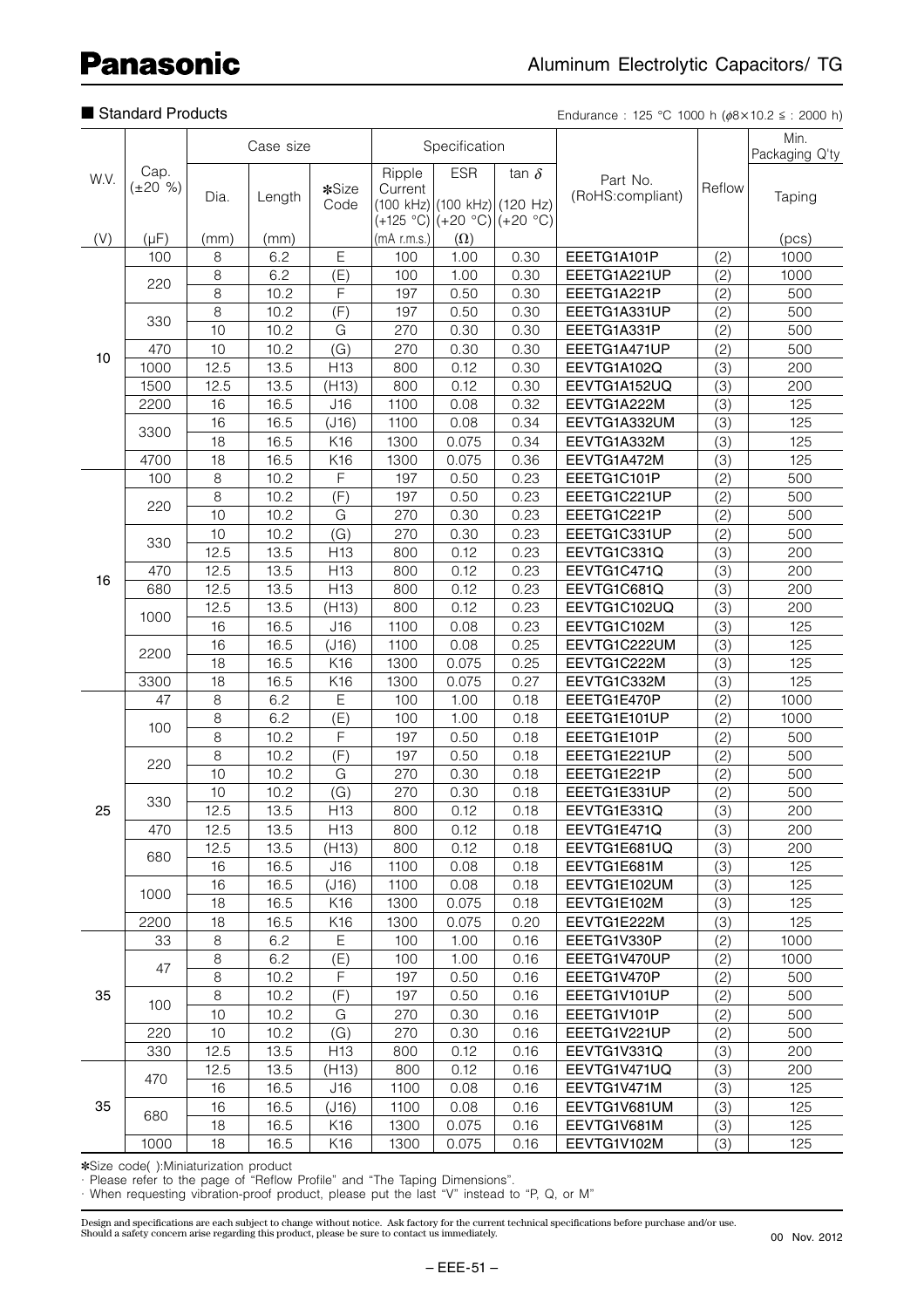## ■ Standard Products

Endurance : 125 °C 1000 h (ϕ8×10.2 ≦ : 2000 h)

| W.V. | Cap. (±20 %) | Case size | | | Specification | | | Part No. (RoHS:compliant) | Reflow | Min. Packaging Q'ty |
|---|---|---|---|---|---|---|---|---|---|---|
| | | Dia. | Length | ✽Size Code | Ripple Current (100 kHz) (+125 °C) | ESR (100 kHz) (+20 °C) | tan δ (120 Hz) (+20 °C) | | | Taping |
| (V) | (μF) | (mm) | (mm) | | (mA r.m.s.) | (Ω) | | | | (pcs) |
| 10 | 100 | 8 | 6.2 | E | 100 | 1.00 | 0.30 | EEETG1A101P | (2) | 1000 |
| | 220 | 8 | 6.2 | (E) | 100 | 1.00 | 0.30 | EEETG1A221UP | (2) | 1000 |
| | | 8 | 10.2 | F | 197 | 0.50 | 0.30 | EEETG1A221P | (2) | 500 |
| | 330 | 8 | 10.2 | (F) | 197 | 0.50 | 0.30 | EEETG1A331UP | (2) | 500 |
| | | 10 | 10.2 | G | 270 | 0.30 | 0.30 | EEETG1A331P | (2) | 500 |
| | 470 | 10 | 10.2 | (G) | 270 | 0.30 | 0.30 | EEETG1A471UP | (2) | 500 |
| | 1000 | 12.5 | 13.5 | H13 | 800 | 0.12 | 0.30 | EEVTG1A102Q | (3) | 200 |
| | 1500 | 12.5 | 13.5 | (H13) | 800 | 0.12 | 0.30 | EEVTG1A152UQ | (3) | 200 |
| | 2200 | 16 | 16.5 | J16 | 1100 | 0.08 | 0.32 | EEVTG1A222M | (3) | 125 |
| | 3300 | 16 | 16.5 | (J16) | 1100 | 0.08 | 0.34 | EEVTG1A332UM | (3) | 125 |
| | | 18 | 16.5 | K16 | 1300 | 0.075 | 0.34 | EEVTG1A332M | (3) | 125 |
| | 4700 | 18 | 16.5 | K16 | 1300 | 0.075 | 0.36 | EEVTG1A472M | (3) | 125 |
| 16 | 100 | 8 | 10.2 | F | 197 | 0.50 | 0.23 | EEETG1C101P | (2) | 500 |
| | 220 | 8 | 10.2 | (F) | 197 | 0.50 | 0.23 | EEETG1C221UP | (2) | 500 |
| | | 10 | 10.2 | G | 270 | 0.30 | 0.23 | EEETG1C221P | (2) | 500 |
| | 330 | 10 | 10.2 | (G) | 270 | 0.30 | 0.23 | EEETG1C331UP | (2) | 500 |
| | | 12.5 | 13.5 | H13 | 800 | 0.12 | 0.23 | EEVTG1C331Q | (3) | 200 |
| | 470 | 12.5 | 13.5 | H13 | 800 | 0.12 | 0.23 | EEVTG1C471Q | (3) | 200 |
| | 680 | 12.5 | 13.5 | H13 | 800 | 0.12 | 0.23 | EEVTG1C681Q | (3) | 200 |
| | 1000 | 12.5 | 13.5 | (H13) | 800 | 0.12 | 0.23 | EEVTG1C102UQ | (3) | 200 |
| | | 16 | 16.5 | J16 | 1100 | 0.08 | 0.23 | EEVTG1C102M | (3) | 125 |
| | 2200 | 16 | 16.5 | (J16) | 1100 | 0.08 | 0.25 | EEVTG1C222UM | (3) | 125 |
| | | 18 | 16.5 | K16 | 1300 | 0.075 | 0.25 | EEVTG1C222M | (3) | 125 |
| | 3300 | 18 | 16.5 | K16 | 1300 | 0.075 | 0.27 | EEVTG1C332M | (3) | 125 |
| 25 | 47 | 8 | 6.2 | E | 100 | 1.00 | 0.18 | EEETG1E470P | (2) | 1000 |
| | 100 | 8 | 6.2 | (E) | 100 | 1.00 | 0.18 | EEETG1E101UP | (2) | 1000 |
| | | 8 | 10.2 | F | 197 | 0.50 | 0.18 | EEETG1E101P | (2) | 500 |
| | 220 | 8 | 10.2 | (F) | 197 | 0.50 | 0.18 | EEETG1E221UP | (2) | 500 |
| | | 10 | 10.2 | G | 270 | 0.30 | 0.18 | EEETG1E221P | (2) | 500 |
| | 330 | 10 | 10.2 | (G) | 270 | 0.30 | 0.18 | EEETG1E331UP | (2) | 500 |
| | | 12.5 | 13.5 | H13 | 800 | 0.12 | 0.18 | EEVTG1E331Q | (3) | 200 |
| | 470 | 12.5 | 13.5 | H13 | 800 | 0.12 | 0.18 | EEVTG1E471Q | (3) | 200 |
| | 680 | 12.5 | 13.5 | (H13) | 800 | 0.12 | 0.18 | EEVTG1E681UQ | (3) | 200 |
| | | 16 | 16.5 | J16 | 1100 | 0.08 | 0.18 | EEVTG1E681M | (3) | 125 |
| | 1000 | 16 | 16.5 | (J16) | 1100 | 0.08 | 0.18 | EEVTG1E102UM | (3) | 125 |
| | | 18 | 16.5 | K16 | 1300 | 0.075 | 0.18 | EEVTG1E102M | (3) | 125 |
| | 2200 | 18 | 16.5 | K16 | 1300 | 0.075 | 0.20 | EEVTG1E222M | (3) | 125 |
| 35 | 33 | 8 | 6.2 | E | 100 | 1.00 | 0.16 | EEETG1V330P | (2) | 1000 |
| | 47 | 8 | 6.2 | (E) | 100 | 1.00 | 0.16 | EEETG1V470UP | (2) | 1000 |
| | | 8 | 10.2 | F | 197 | 0.50 | 0.16 | EEETG1V470P | (2) | 500 |
| | 100 | 8 | 10.2 | (F) | 197 | 0.50 | 0.16 | EEETG1V101UP | (2) | 500 |
| | | 10 | 10.2 | G | 270 | 0.30 | 0.16 | EEETG1V101P | (2) | 500 |
| | 220 | 10 | 10.2 | (G) | 270 | 0.30 | 0.16 | EEETG1V221UP | (2) | 500 |
| | 330 | 12.5 | 13.5 | H13 | 800 | 0.12 | 0.16 | EEVTG1V331Q | (3) | 200 |
| 35 | 470 | 12.5 | 13.5 | (H13) | 800 | 0.12 | 0.16 | EEVTG1V471UQ | (3) | 200 |
| | | 16 | 16.5 | J16 | 1100 | 0.08 | 0.16 | EEVTG1V471M | (3) | 125 |
| | 680 | 16 | 16.5 | (J16) | 1100 | 0.08 | 0.16 | EEVTG1V681UM | (3) | 125 |
| | | 18 | 16.5 | K16 | 1300 | 0.075 | 0.16 | EEVTG1V681M | (3) | 125 |
| | 1000 | 18 | 16.5 | K16 | 1300 | 0.075 | 0.16 | EEVTG1V102M | (3) | 125 |

✽Size code( ):Miniaturization product

· Please refer to the page of "Reflow Profile" and "The Taping Dimensions".

· When requesting vibration-proof product, please put the last "V" instead to "P, Q, or M"

Design and specifications are each subject to change without notice. Ask factory for the current technical specifications before purchase and/or use. Should a safety concern arise regarding this product, please be sure to contact us immediately.

00 Nov. 2012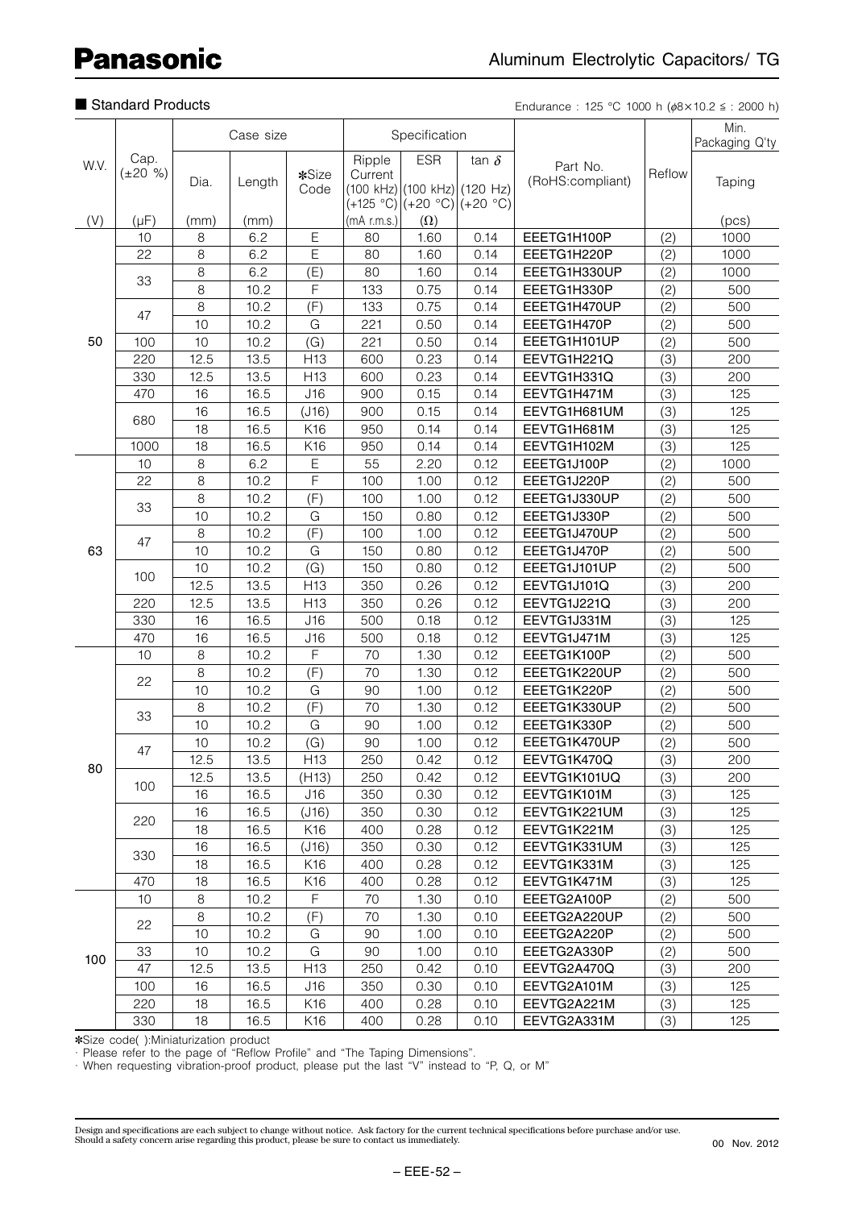## ■ Standard Products

Endurance : 125 °C 1000 h (ϕ8×10.2 ≤ : 2000 h)

| W.V. | Cap. (±20 %) | Case size | | | Specification | | | Part No. (RoHS:compliant) | Reflow | Min. Packaging Q'ty |
|---|---|---|---|---|---|---|---|---|---|---|
| | | Dia. | Length | *Size Code | Ripple Current (100 kHz) (+125 °C) | ESR (100 kHz) (+20 °C) | tan δ (120 Hz) (+20 °C) | | | Taping |
| (V) | (μF) | (mm) | (mm) | | (mA r.m.s.) | (Ω) | | | | (pcs) |
| 50 | 10 | 8 | 6.2 | E | 80 | 1.60 | 0.14 | EEETG1H100P | (2) | 1000 |
| | 22 | 8 | 6.2 | E | 80 | 1.60 | 0.14 | EEETG1H220P | (2) | 1000 |
| | 33 | 8 | 6.2 | (E) | 80 | 1.60 | 0.14 | EEETG1H330UP | (2) | 1000 |
| | | 8 | 10.2 | F | 133 | 0.75 | 0.14 | EEETG1H330P | (2) | 500 |
| | 47 | 8 | 10.2 | (F) | 133 | 0.75 | 0.14 | EEETG1H470UP | (2) | 500 |
| | | 10 | 10.2 | G | 221 | 0.50 | 0.14 | EEETG1H470P | (2) | 500 |
| | 100 | 10 | 10.2 | (G) | 221 | 0.50 | 0.14 | EEETG1H101UP | (2) | 500 |
| | 220 | 12.5 | 13.5 | H13 | 600 | 0.23 | 0.14 | EEVTG1H221Q | (3) | 200 |
| | 330 | 12.5 | 13.5 | H13 | 600 | 0.23 | 0.14 | EEVTG1H331Q | (3) | 200 |
| | 470 | 16 | 16.5 | J16 | 900 | 0.15 | 0.14 | EEVTG1H471M | (3) | 125 |
| | 680 | 16 | 16.5 | (J16) | 900 | 0.15 | 0.14 | EEVTG1H681UM | (3) | 125 |
| | | 18 | 16.5 | K16 | 950 | 0.14 | 0.14 | EEVTG1H681M | (3) | 125 |
| | 1000 | 18 | 16.5 | K16 | 950 | 0.14 | 0.14 | EEVTG1H102M | (3) | 125 |
| 63 | 10 | 8 | 6.2 | E | 55 | 2.20 | 0.12 | EEETG1J100P | (2) | 1000 |
| | 22 | 8 | 10.2 | F | 100 | 1.00 | 0.12 | EEETG1J220P | (2) | 500 |
| | 33 | 8 | 10.2 | (F) | 100 | 1.00 | 0.12 | EEETG1J330UP | (2) | 500 |
| | | 10 | 10.2 | G | 150 | 0.80 | 0.12 | EEETG1J330P | (2) | 500 |
| | 47 | 8 | 10.2 | (F) | 100 | 1.00 | 0.12 | EEETG1J470UP | (2) | 500 |
| | | 10 | 10.2 | G | 150 | 0.80 | 0.12 | EEETG1J470P | (2) | 500 |
| | 100 | 10 | 10.2 | (G) | 150 | 0.80 | 0.12 | EEETG1J101UP | (2) | 500 |
| | | 12.5 | 13.5 | H13 | 350 | 0.26 | 0.12 | EEVTG1J101Q | (3) | 200 |
| | 220 | 12.5 | 13.5 | H13 | 350 | 0.26 | 0.12 | EEVTG1J221Q | (3) | 200 |
| | 330 | 16 | 16.5 | J16 | 500 | 0.18 | 0.12 | EEVTG1J331M | (3) | 125 |
| | 470 | 16 | 16.5 | J16 | 500 | 0.18 | 0.12 | EEVTG1J471M | (3) | 125 |
| 80 | 10 | 8 | 10.2 | F | 70 | 1.30 | 0.12 | EEETG1K100P | (2) | 500 |
| | 22 | 8 | 10.2 | (F) | 70 | 1.30 | 0.12 | EEETG1K220UP | (2) | 500 |
| | | 10 | 10.2 | G | 90 | 1.00 | 0.12 | EEETG1K220P | (2) | 500 |
| | 33 | 8 | 10.2 | (F) | 70 | 1.30 | 0.12 | EEETG1K330UP | (2) | 500 |
| | | 10 | 10.2 | G | 90 | 1.00 | 0.12 | EEETG1K330P | (2) | 500 |
| | 47 | 10 | 10.2 | (G) | 90 | 1.00 | 0.12 | EEETG1K470UP | (2) | 500 |
| | | 12.5 | 13.5 | H13 | 250 | 0.42 | 0.12 | EEVTG1K470Q | (3) | 200 |
| | 100 | 12.5 | 13.5 | (H13) | 250 | 0.42 | 0.12 | EEVTG1K101UQ | (3) | 200 |
| | | 16 | 16.5 | J16 | 350 | 0.30 | 0.12 | EEVTG1K101M | (3) | 125 |
| | 220 | 16 | 16.5 | (J16) | 350 | 0.30 | 0.12 | EEVTG1K221UM | (3) | 125 |
| | | 18 | 16.5 | K16 | 400 | 0.28 | 0.12 | EEVTG1K221M | (3) | 125 |
| | 330 | 16 | 16.5 | (J16) | 350 | 0.30 | 0.12 | EEVTG1K331UM | (3) | 125 |
| | | 18 | 16.5 | K16 | 400 | 0.28 | 0.12 | EEVTG1K331M | (3) | 125 |
| | 470 | 18 | 16.5 | K16 | 400 | 0.28 | 0.12 | EEVTG1K471M | (3) | 125 |
| 100 | 10 | 8 | 10.2 | F | 70 | 1.30 | 0.10 | EEETG2A100P | (2) | 500 |
| | 22 | 8 | 10.2 | (F) | 70 | 1.30 | 0.10 | EEETG2A220UP | (2) | 500 |
| | | 10 | 10.2 | G | 90 | 1.00 | 0.10 | EEETG2A220P | (2) | 500 |
| | 33 | 10 | 10.2 | G | 90 | 1.00 | 0.10 | EEETG2A330P | (2) | 500 |
| | 47 | 12.5 | 13.5 | H13 | 250 | 0.42 | 0.10 | EEVTG2A470Q | (3) | 200 |
| | 100 | 16 | 16.5 | J16 | 350 | 0.30 | 0.10 | EEVTG2A101M | (3) | 125 |
| | 220 | 18 | 16.5 | K16 | 400 | 0.28 | 0.10 | EEVTG2A221M | (3) | 125 |
| | 330 | 18 | 16.5 | K16 | 400 | 0.28 | 0.10 | EEVTG2A331M | (3) | 125 |

*Size code( ):Miniaturization product

· Please refer to the page of "Reflow Profile" and "The Taping Dimensions".

· When requesting vibration-proof product, please put the last "V" instead to "P, Q, or M"

Design and specifications are each subject to change without notice. Ask factory for the current technical specifications before purchase and/or use.
Should a safety concern arise regarding this product, please be sure to contact us immediately.

00 Nov. 2012